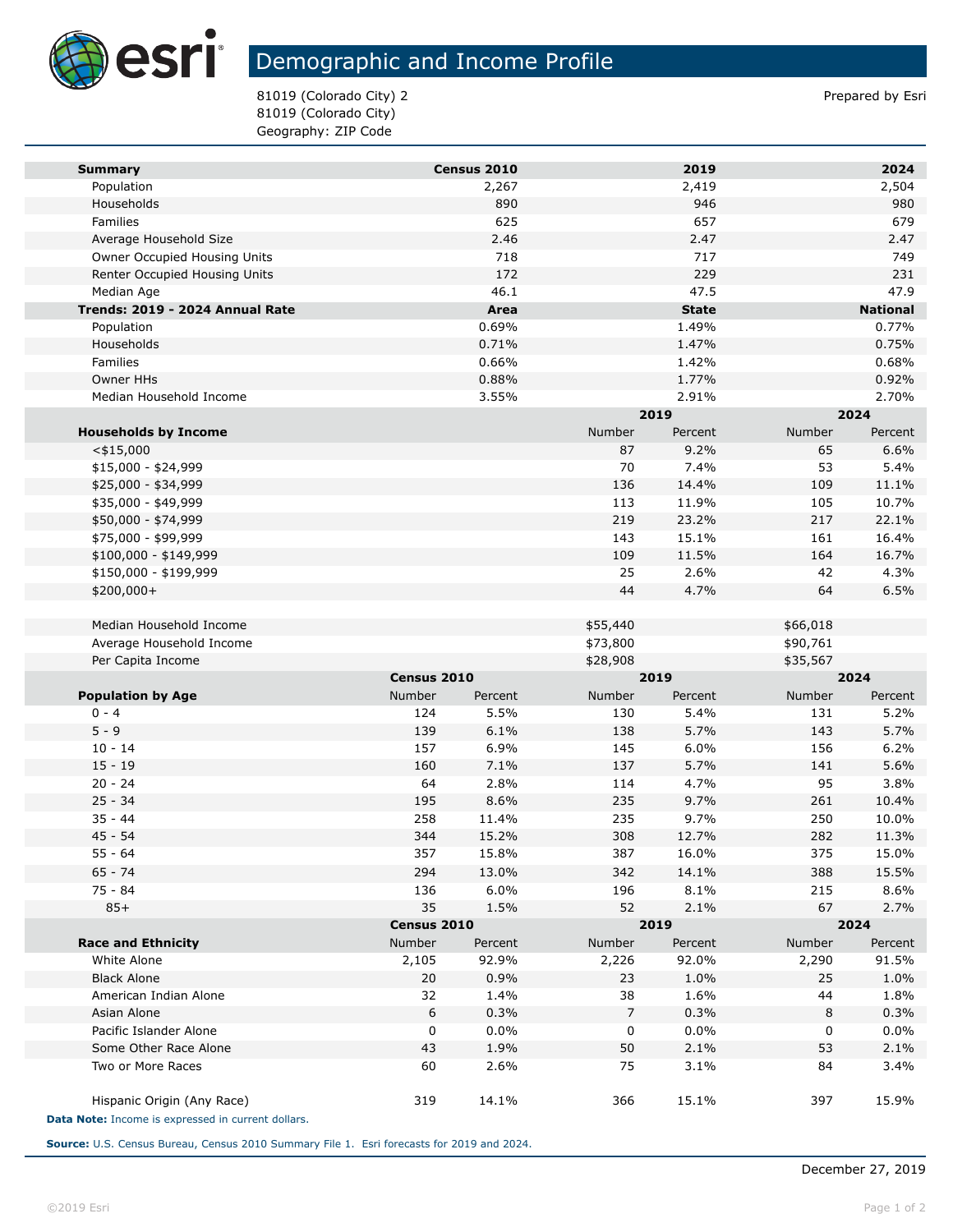# Demographic and Income Profile

81019 (Colorado City) 2
81019 (Colorado City)
Geography: ZIP Code

Prepared by Esri

| Summary | Census 2010 | 2019 | 2024 |
|---|---|---|---|
| Population | 2,267 | 2,419 | 2,504 |
| Households | 890 | 946 | 980 |
| Families | 625 | 657 | 679 |
| Average Household Size | 2.46 | 2.47 | 2.47 |
| Owner Occupied Housing Units | 718 | 717 | 749 |
| Renter Occupied Housing Units | 172 | 229 | 231 |
| Median Age | 46.1 | 47.5 | 47.9 |

| Trends: 2019 - 2024 Annual Rate | Area | State | National |
|---|---|---|---|
| Population | 0.69% | 1.49% | 0.77% |
| Households | 0.71% | 1.47% | 0.75% |
| Families | 0.66% | 1.42% | 0.68% |
| Owner HHs | 0.88% | 1.77% | 0.92% |
| Median Household Income | 3.55% | 2.91% | 2.70% |

| | 2019 | | 2024 | |
|---|---|---|---|---|
| **Households by Income** | Number | Percent | Number | Percent |
| <$15,000 | 87 | 9.2% | 65 | 6.6% |
| $15,000 - $24,999 | 70 | 7.4% | 53 | 5.4% |
| $25,000 - $34,999 | 136 | 14.4% | 109 | 11.1% |
| $35,000 - $49,999 | 113 | 11.9% | 105 | 10.7% |
| $50,000 - $74,999 | 219 | 23.2% | 217 | 22.1% |
| $75,000 - $99,999 | 143 | 15.1% | 161 | 16.4% |
| $100,000 - $149,999 | 109 | 11.5% | 164 | 16.7% |
| $150,000 - $199,999 | 25 | 2.6% | 42 | 4.3% |
| $200,000+ | 44 | 4.7% | 64 | 6.5% |
| | | | | |
| Median Household Income | $55,440 | | $66,018 | |
| Average Household Income | $73,800 | | $90,761 | |
| Per Capita Income | $28,908 | | $35,567 | |

| | Census 2010 | | 2019 | | 2024 | |
|---|---|---|---|---|---|---|
| **Population by Age** | Number | Percent | Number | Percent | Number | Percent |
| 0 - 4 | 124 | 5.5% | 130 | 5.4% | 131 | 5.2% |
| 5 - 9 | 139 | 6.1% | 138 | 5.7% | 143 | 5.7% |
| 10 - 14 | 157 | 6.9% | 145 | 6.0% | 156 | 6.2% |
| 15 - 19 | 160 | 7.1% | 137 | 5.7% | 141 | 5.6% |
| 20 - 24 | 64 | 2.8% | 114 | 4.7% | 95 | 3.8% |
| 25 - 34 | 195 | 8.6% | 235 | 9.7% | 261 | 10.4% |
| 35 - 44 | 258 | 11.4% | 235 | 9.7% | 250 | 10.0% |
| 45 - 54 | 344 | 15.2% | 308 | 12.7% | 282 | 11.3% |
| 55 - 64 | 357 | 15.8% | 387 | 16.0% | 375 | 15.0% |
| 65 - 74 | 294 | 13.0% | 342 | 14.1% | 388 | 15.5% |
| 75 - 84 | 136 | 6.0% | 196 | 8.1% | 215 | 8.6% |
| 85+ | 35 | 1.5% | 52 | 2.1% | 67 | 2.7% |

| | Census 2010 | | 2019 | | 2024 | |
|---|---|---|---|---|---|---|
| **Race and Ethnicity** | Number | Percent | Number | Percent | Number | Percent |
| White Alone | 2,105 | 92.9% | 2,226 | 92.0% | 2,290 | 91.5% |
| Black Alone | 20 | 0.9% | 23 | 1.0% | 25 | 1.0% |
| American Indian Alone | 32 | 1.4% | 38 | 1.6% | 44 | 1.8% |
| Asian Alone | 6 | 0.3% | 7 | 0.3% | 8 | 0.3% |
| Pacific Islander Alone | 0 | 0.0% | 0 | 0.0% | 0 | 0.0% |
| Some Other Race Alone | 43 | 1.9% | 50 | 2.1% | 53 | 2.1% |
| Two or More Races | 60 | 2.6% | 75 | 3.1% | 84 | 3.4% |
| | | | | | | |
| Hispanic Origin (Any Race) | 319 | 14.1% | 366 | 15.1% | 397 | 15.9% |

**Data Note:** Income is expressed in current dollars.

**Source:** U.S. Census Bureau, Census 2010 Summary File 1. Esri forecasts for 2019 and 2024.

December 27, 2019

©2019 Esri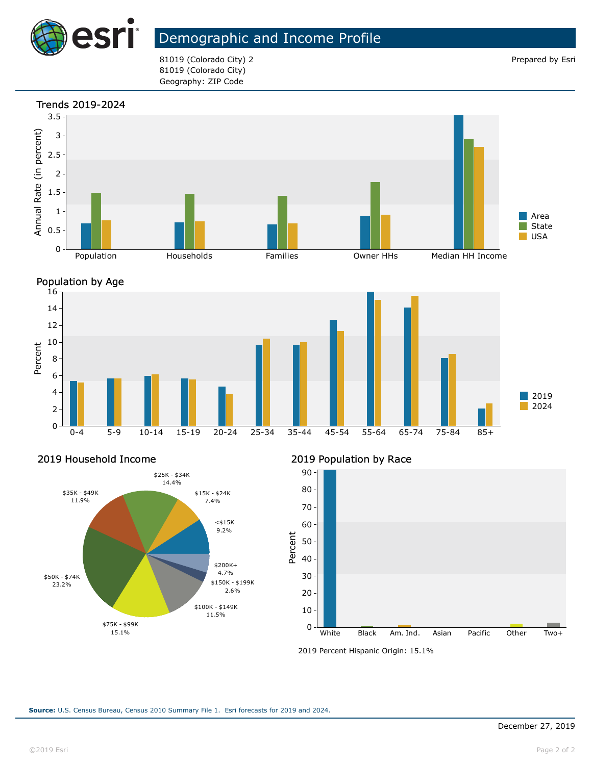# Demographic and Income Profile

81019 (Colorado City) 2
81019 (Colorado City)
Geography: ZIP Code

Prepared by Esri

## Trends 2019-2024

Annual Rate (in percent)

3.5
3
2.5
2
1.5
1
0.5
0

Population
Households
Families
Owner HHs
Median HH Income

Area
State
USA

## Population by Age

Percent

16
14
12
10
8
6
4
2
0

0-4
5-9
10-14
15-19
20-24
25-34
35-44
45-54
55-64
65-74
75-84
85+

2019
2024

## 2019 Household Income

$25K - $34K
14.4%

$15K - $24K
7.4%

<$15K
9.2%

$35K - $49K
11.9%

$200K+
4.7%

$150K - $199K
2.6%

$50K - $74K
23.2%

$100K - $149K
11.5%

$75K - $99K
15.1%

## 2019 Population by Race

Percent

90
80
70
60
50
40
30
20
10
0

White
Black
Am. Ind.
Asian
Pacific
Other
Two+

2019 Percent Hispanic Origin: 15.1%

**Source:** U.S. Census Bureau, Census 2010 Summary File 1. Esri forecasts for 2019 and 2024.

December 27, 2019